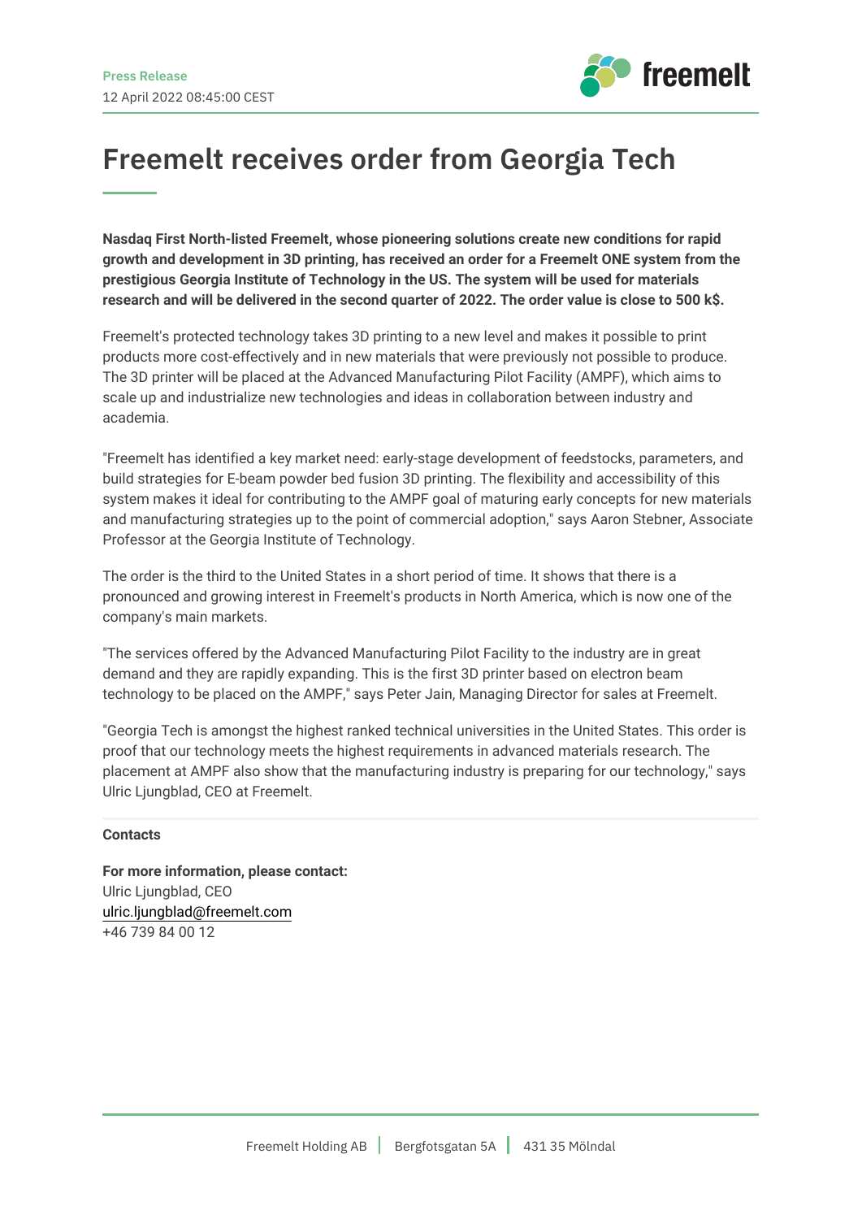Press Release

12 April 2022 08:45:00 CEST

# Freemelt receives order from Georgia Tech

**Nasdaq First North-listed Freemelt, whose pioneering solutions create new conditions for rapid growth and development in 3D printing, has received an order for a Freemelt ONE system from the prestigious Georgia Institute of Technology in the US. The system will be used for materials research and will be delivered in the second quarter of 2022. The order value is close to 500 k$.**

Freemelt's protected technology takes 3D printing to a new level and makes it possible to print products more cost-effectively and in new materials that were previously not possible to produce. The 3D printer will be placed at the Advanced Manufacturing Pilot Facility (AMPF), which aims to scale up and industrialize new technologies and ideas in collaboration between industry and academia.

"Freemelt has identified a key market need: early-stage development of feedstocks, parameters, and build strategies for E-beam powder bed fusion 3D printing. The flexibility and accessibility of this system makes it ideal for contributing to the AMPF goal of maturing early concepts for new materials and manufacturing strategies up to the point of commercial adoption," says Aaron Stebner, Associate Professor at the Georgia Institute of Technology.

The order is the third to the United States in a short period of time. It shows that there is a pronounced and growing interest in Freemelt's products in North America, which is now one of the company's main markets.

"The services offered by the Advanced Manufacturing Pilot Facility to the industry are in great demand and they are rapidly expanding. This is the first 3D printer based on electron beam technology to be placed on the AMPF," says Peter Jain, Managing Director for sales at Freemelt.

"Georgia Tech is amongst the highest ranked technical universities in the United States. This order is proof that our technology meets the highest requirements in advanced materials research. The placement at AMPF also show that the manufacturing industry is preparing for our technology," says Ulric Ljungblad, CEO at Freemelt.

## Contacts

**For more information, please contact:**
Ulric Ljungblad, CEO
ulric.ljungblad@freemelt.com
+46 739 84 00 12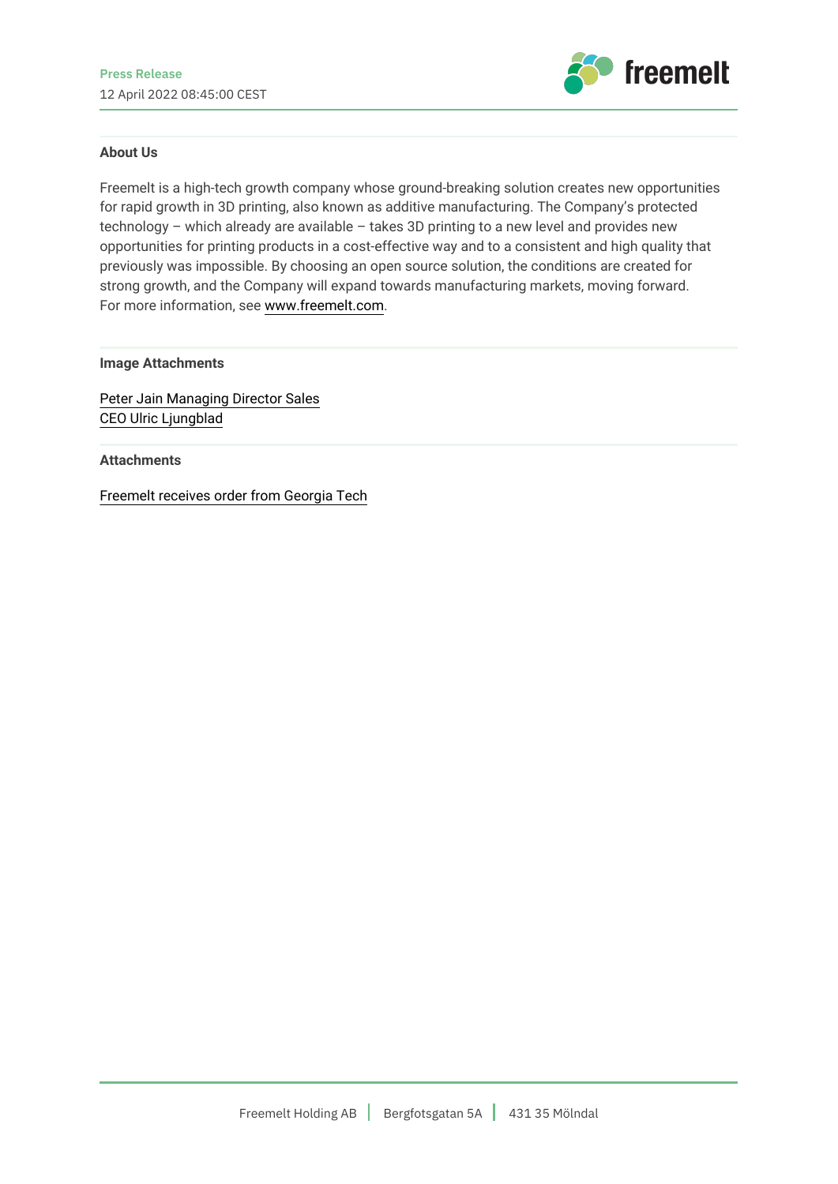## About Us

Freemelt is a high-tech growth company whose ground-breaking solution creates new opportunities for rapid growth in 3D printing, also known as additive manufacturing. The Company's protected technology – which already are available – takes 3D printing to a new level and provides new opportunities for printing products in a cost-effective way and to a consistent and high quality that previously was impossible. By choosing an open source solution, the conditions are created for strong growth, and the Company will expand towards manufacturing markets, moving forward. For more information, see www.freemelt.com.

## Image Attachments

Peter Jain Managing Director Sales
CEO Ulric Ljungblad

## Attachments

Freemelt receives order from Georgia Tech